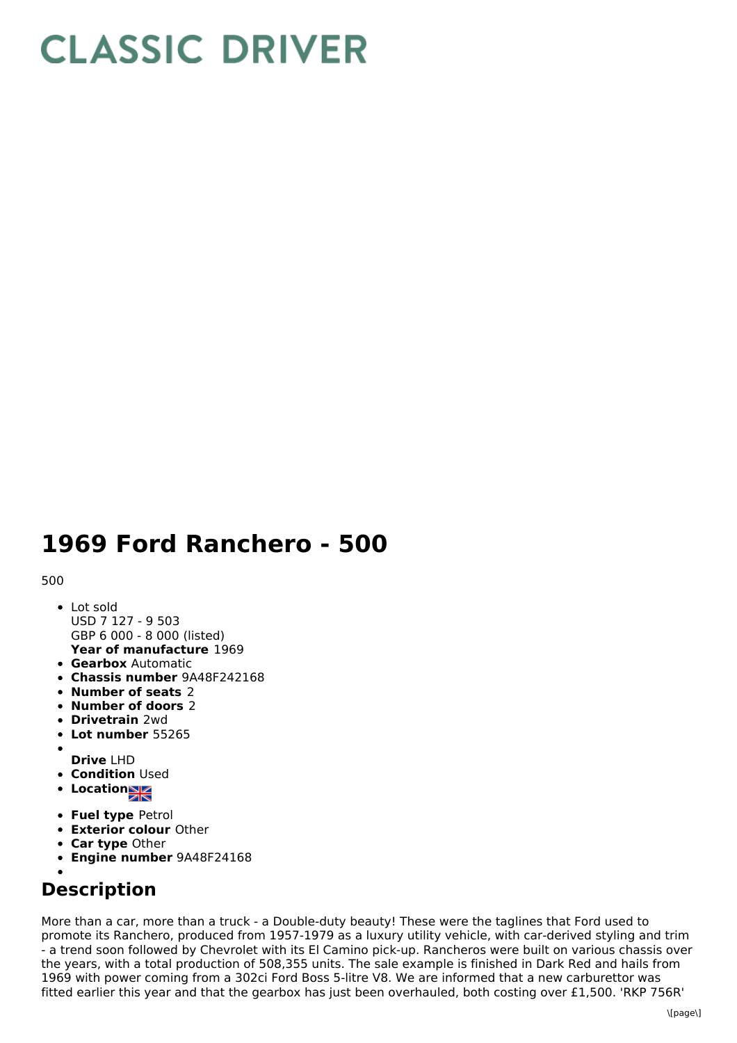# CLASSIC DRIVER

# 1969 Ford Ranchero - 500

500

- Lot sold
  USD 7 127 - 9 503
  GBP 6 000 - 8 000 (listed)
  **Year of manufacture** 1969
- **Gearbox** Automatic
- **Chassis number** 9A48F242168
- **Number of seats** 2
- **Number of doors** 2
- **Drivetrain** 2wd
- **Lot number** 55265
- **Drive** LHD
- **Condition** Used
- **Location**
- **Fuel type** Petrol
- **Exterior colour** Other
- **Car type** Other
- **Engine number** 9A48F24168

## Description

More than a car, more than a truck - a Double-duty beauty! These were the taglines that Ford used to promote its Ranchero, produced from 1957-1979 as a luxury utility vehicle, with car-derived styling and trim - a trend soon followed by Chevrolet with its El Camino pick-up. Rancheros were built on various chassis over the years, with a total production of 508,355 units. The sale example is finished in Dark Red and hails from 1969 with power coming from a 302ci Ford Boss 5-litre V8. We are informed that a new carburettor was fitted earlier this year and that the gearbox has just been overhauled, both costing over £1,500. 'RKP 756R'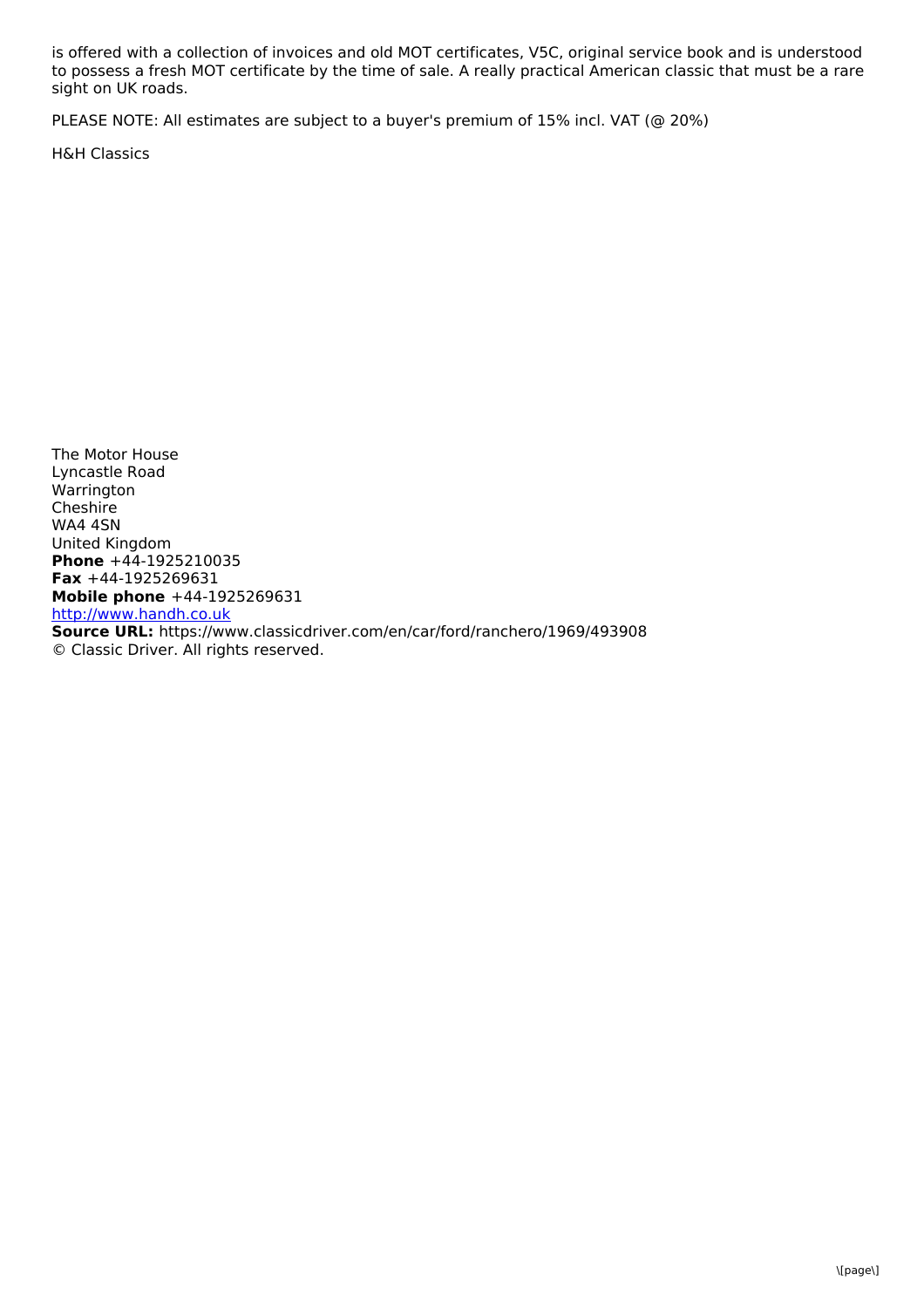is offered with a collection of invoices and old MOT certificates, V5C, original service book and is understood to possess a fresh MOT certificate by the time of sale. A really practical American classic that must be a rare sight on UK roads.

PLEASE NOTE: All estimates are subject to a buyer's premium of 15% incl. VAT (@ 20%)

H&H Classics

The Motor House
Lyncastle Road
Warrington
Cheshire
WA4 4SN
United Kingdom
**Phone** +44-1925210035
**Fax** +44-1925269631
**Mobile phone** +44-1925269631
[http://www.handh.co.uk](http://www.handh.co.uk)
**Source URL:** https://www.classicdriver.com/en/car/ford/ranchero/1969/493908
© Classic Driver. All rights reserved.